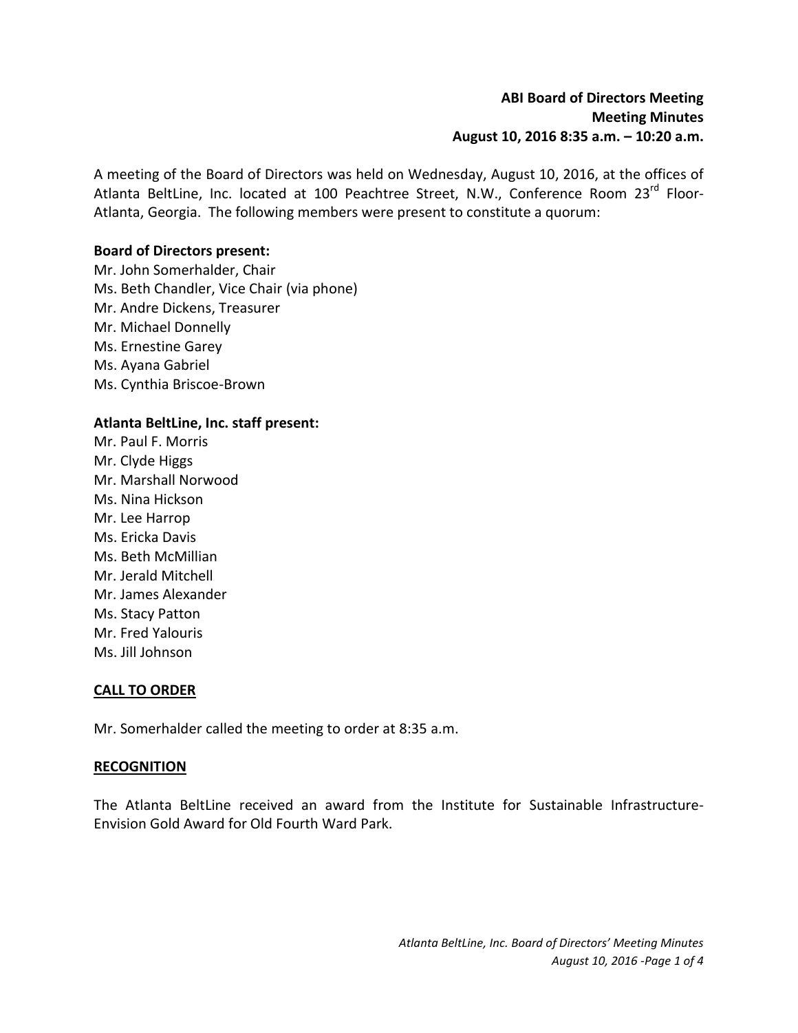**ABI Board of Directors Meeting**
**Meeting Minutes**
**August 10, 2016 8:35 a.m. – 10:20 a.m.**

A meeting of the Board of Directors was held on Wednesday, August 10, 2016, at the offices of Atlanta BeltLine, Inc. located at 100 Peachtree Street, N.W., Conference Room 23rd Floor- Atlanta, Georgia. The following members were present to constitute a quorum:

**Board of Directors present:**
Mr. John Somerhalder, Chair
Ms. Beth Chandler, Vice Chair (via phone)
Mr. Andre Dickens, Treasurer
Mr. Michael Donnelly
Ms. Ernestine Garey
Ms. Ayana Gabriel
Ms. Cynthia Briscoe-Brown

**Atlanta BeltLine, Inc. staff present:**
Mr. Paul F. Morris
Mr. Clyde Higgs
Mr. Marshall Norwood
Ms. Nina Hickson
Mr. Lee Harrop
Ms. Ericka Davis
Ms. Beth McMillian
Mr. Jerald Mitchell
Mr. James Alexander
Ms. Stacy Patton
Mr. Fred Yalouris
Ms. Jill Johnson

## CALL TO ORDER

Mr. Somerhalder called the meeting to order at 8:35 a.m.

## RECOGNITION

The Atlanta BeltLine received an award from the Institute for Sustainable Infrastructure-Envision Gold Award for Old Fourth Ward Park.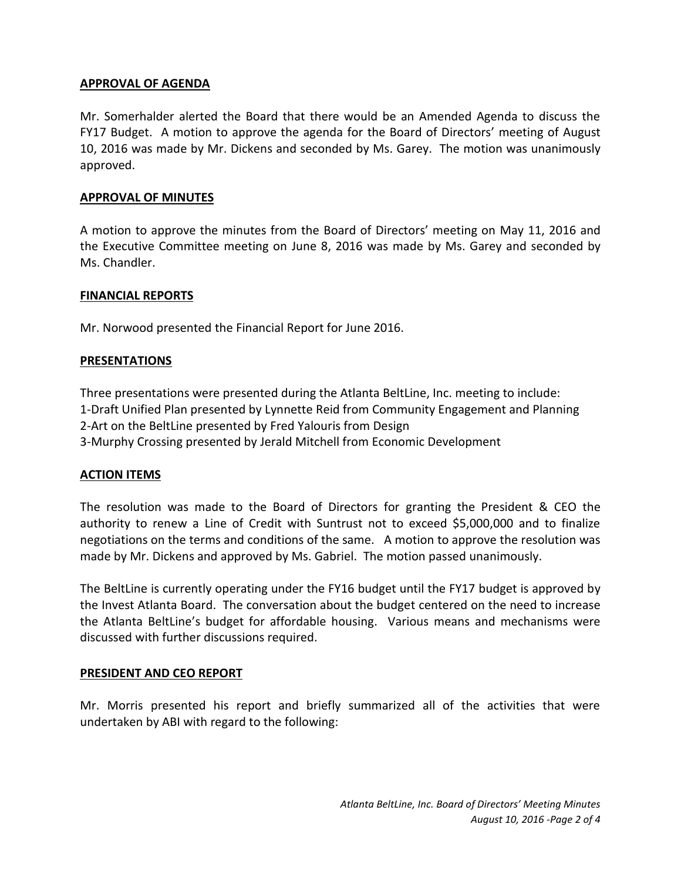## APPROVAL OF AGENDA

Mr. Somerhalder alerted the Board that there would be an Amended Agenda to discuss the FY17 Budget. A motion to approve the agenda for the Board of Directors' meeting of August 10, 2016 was made by Mr. Dickens and seconded by Ms. Garey. The motion was unanimously approved.

## APPROVAL OF MINUTES

A motion to approve the minutes from the Board of Directors' meeting on May 11, 2016 and the Executive Committee meeting on June 8, 2016 was made by Ms. Garey and seconded by Ms. Chandler.

## FINANCIAL REPORTS

Mr. Norwood presented the Financial Report for June 2016.

## PRESENTATIONS

Three presentations were presented during the Atlanta BeltLine, Inc. meeting to include:
1-Draft Unified Plan presented by Lynnette Reid from Community Engagement and Planning
2-Art on the BeltLine presented by Fred Yalouris from Design
3-Murphy Crossing presented by Jerald Mitchell from Economic Development

## ACTION ITEMS

The resolution was made to the Board of Directors for granting the President & CEO the authority to renew a Line of Credit with Suntrust not to exceed $5,000,000 and to finalize negotiations on the terms and conditions of the same. A motion to approve the resolution was made by Mr. Dickens and approved by Ms. Gabriel. The motion passed unanimously.

The BeltLine is currently operating under the FY16 budget until the FY17 budget is approved by the Invest Atlanta Board. The conversation about the budget centered on the need to increase the Atlanta BeltLine's budget for affordable housing. Various means and mechanisms were discussed with further discussions required.

## PRESIDENT AND CEO REPORT

Mr. Morris presented his report and briefly summarized all of the activities that were undertaken by ABI with regard to the following: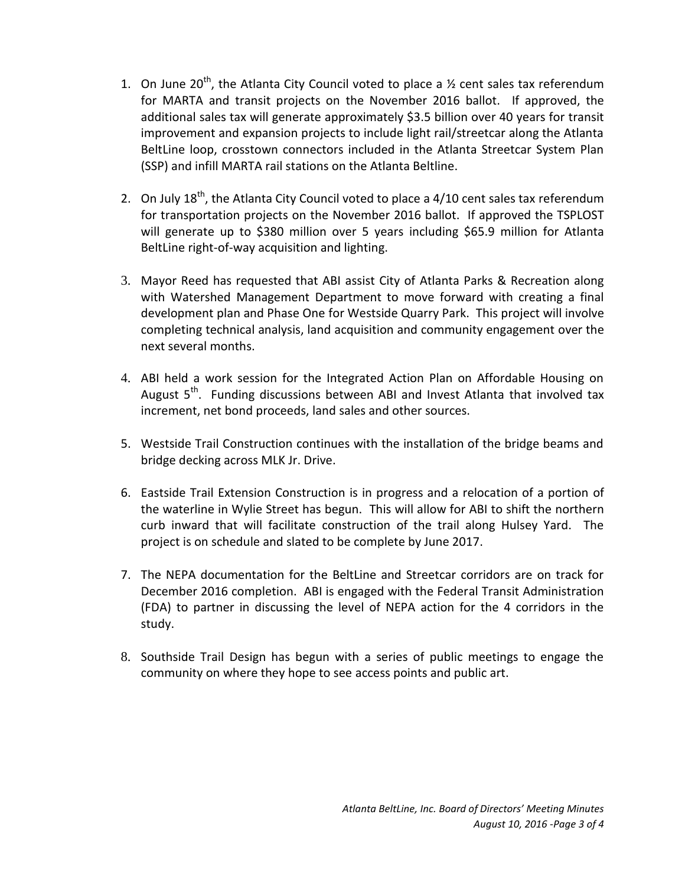1. On June 20th, the Atlanta City Council voted to place a ½ cent sales tax referendum for MARTA and transit projects on the November 2016 ballot. If approved, the additional sales tax will generate approximately $3.5 billion over 40 years for transit improvement and expansion projects to include light rail/streetcar along the Atlanta BeltLine loop, crosstown connectors included in the Atlanta Streetcar System Plan (SSP) and infill MARTA rail stations on the Atlanta Beltline.

2. On July 18th, the Atlanta City Council voted to place a 4/10 cent sales tax referendum for transportation projects on the November 2016 ballot. If approved the TSPLOST will generate up to $380 million over 5 years including $65.9 million for Atlanta BeltLine right-of-way acquisition and lighting.

3. Mayor Reed has requested that ABI assist City of Atlanta Parks & Recreation along with Watershed Management Department to move forward with creating a final development plan and Phase One for Westside Quarry Park. This project will involve completing technical analysis, land acquisition and community engagement over the next several months.

4. ABI held a work session for the Integrated Action Plan on Affordable Housing on August 5th. Funding discussions between ABI and Invest Atlanta that involved tax increment, net bond proceeds, land sales and other sources.

5. Westside Trail Construction continues with the installation of the bridge beams and bridge decking across MLK Jr. Drive.

6. Eastside Trail Extension Construction is in progress and a relocation of a portion of the waterline in Wylie Street has begun. This will allow for ABI to shift the northern curb inward that will facilitate construction of the trail along Hulsey Yard. The project is on schedule and slated to be complete by June 2017.

7. The NEPA documentation for the BeltLine and Streetcar corridors are on track for December 2016 completion. ABI is engaged with the Federal Transit Administration (FDA) to partner in discussing the level of NEPA action for the 4 corridors in the study.

8. Southside Trail Design has begun with a series of public meetings to engage the community on where they hope to see access points and public art.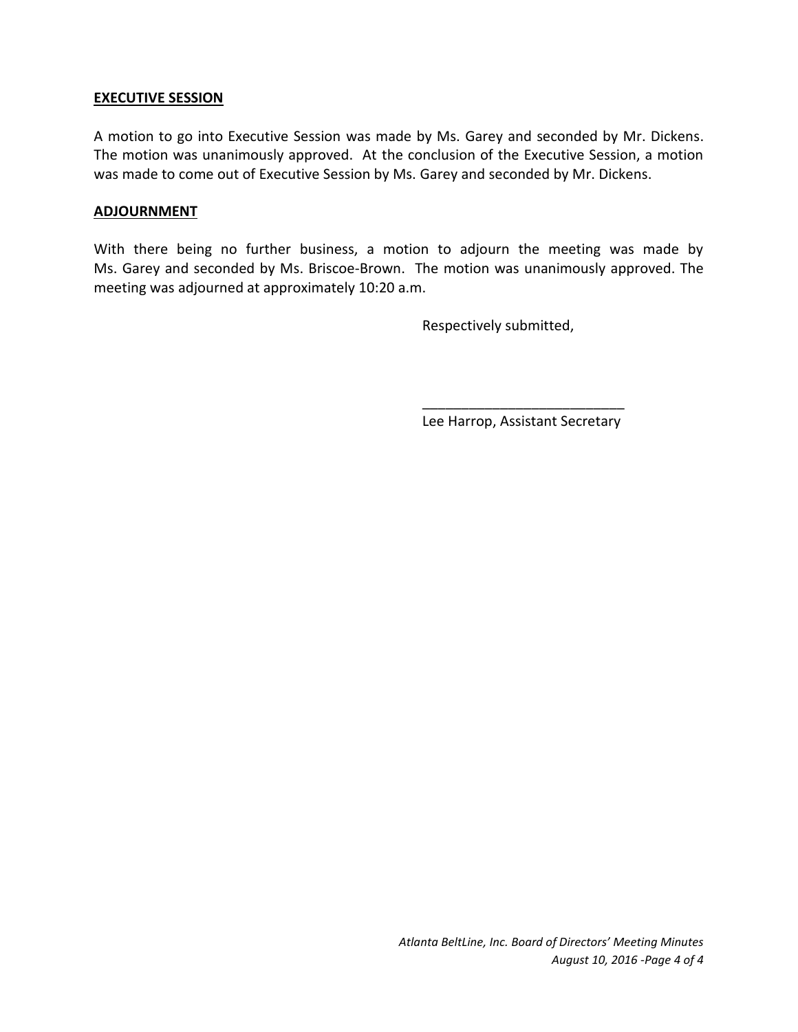**EXECUTIVE SESSION**

A motion to go into Executive Session was made by Ms. Garey and seconded by Mr. Dickens. The motion was unanimously approved. At the conclusion of the Executive Session, a motion was made to come out of Executive Session by Ms. Garey and seconded by Mr. Dickens.

**ADJOURNMENT**

With there being no further business, a motion to adjourn the meeting was made by Ms. Garey and seconded by Ms. Briscoe-Brown. The motion was unanimously approved. The meeting was adjourned at approximately 10:20 a.m.

Respectively submitted,

___________________________

Lee Harrop, Assistant Secretary